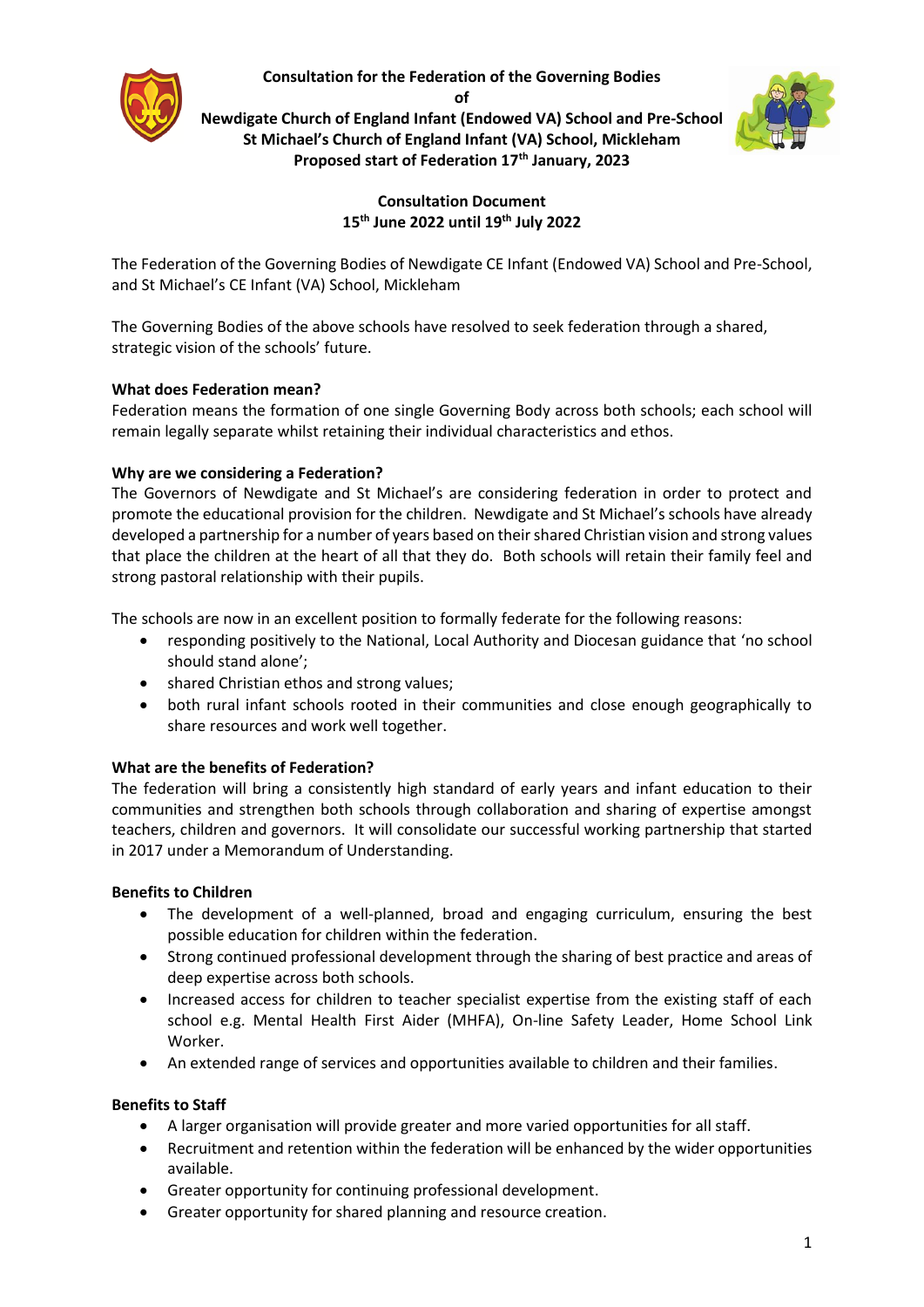**Consultation for the Federation of the Governing Bodies**
**of**
**Newdigate Church of England Infant (Endowed VA) School and Pre-School**
**St Michael's Church of England Infant (VA) School, Mickleham**
**Proposed start of Federation 17th January, 2023**

**Consultation Document**
**15th June 2022 until 19th July 2022**

The Federation of the Governing Bodies of Newdigate CE Infant (Endowed VA) School and Pre-School, and St Michael's CE Infant (VA) School, Mickleham

The Governing Bodies of the above schools have resolved to seek federation through a shared, strategic vision of the schools' future.

**What does Federation mean?**
Federation means the formation of one single Governing Body across both schools; each school will remain legally separate whilst retaining their individual characteristics and ethos.

**Why are we considering a Federation?**
The Governors of Newdigate and St Michael's are considering federation in order to protect and promote the educational provision for the children. Newdigate and St Michael's schools have already developed a partnership for a number of years based on their shared Christian vision and strong values that place the children at the heart of all that they do. Both schools will retain their family feel and strong pastoral relationship with their pupils.

The schools are now in an excellent position to formally federate for the following reasons:

- responding positively to the National, Local Authority and Diocesan guidance that 'no school should stand alone';
- shared Christian ethos and strong values;
- both rural infant schools rooted in their communities and close enough geographically to share resources and work well together.

**What are the benefits of Federation?**
The federation will bring a consistently high standard of early years and infant education to their communities and strengthen both schools through collaboration and sharing of expertise amongst teachers, children and governors. It will consolidate our successful working partnership that started in 2017 under a Memorandum of Understanding.

**Benefits to Children**

- The development of a well-planned, broad and engaging curriculum, ensuring the best possible education for children within the federation.
- Strong continued professional development through the sharing of best practice and areas of deep expertise across both schools.
- Increased access for children to teacher specialist expertise from the existing staff of each school e.g. Mental Health First Aider (MHFA), On-line Safety Leader, Home School Link Worker.
- An extended range of services and opportunities available to children and their families.

**Benefits to Staff**

- A larger organisation will provide greater and more varied opportunities for all staff.
- Recruitment and retention within the federation will be enhanced by the wider opportunities available.
- Greater opportunity for continuing professional development.
- Greater opportunity for shared planning and resource creation.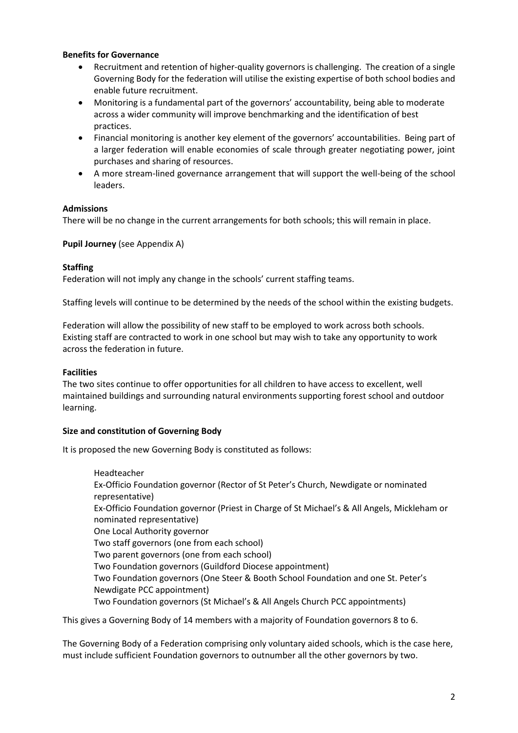**Benefits for Governance**

- Recruitment and retention of higher-quality governors is challenging. The creation of a single Governing Body for the federation will utilise the existing expertise of both school bodies and enable future recruitment.
- Monitoring is a fundamental part of the governors' accountability, being able to moderate across a wider community will improve benchmarking and the identification of best practices.
- Financial monitoring is another key element of the governors' accountabilities. Being part of a larger federation will enable economies of scale through greater negotiating power, joint purchases and sharing of resources.
- A more stream-lined governance arrangement that will support the well-being of the school leaders.

**Admissions**

There will be no change in the current arrangements for both schools; this will remain in place.

**Pupil Journey** (see Appendix A)

**Staffing**

Federation will not imply any change in the schools' current staffing teams.

Staffing levels will continue to be determined by the needs of the school within the existing budgets.

Federation will allow the possibility of new staff to be employed to work across both schools. Existing staff are contracted to work in one school but may wish to take any opportunity to work across the federation in future.

**Facilities**

The two sites continue to offer opportunities for all children to have access to excellent, well maintained buildings and surrounding natural environments supporting forest school and outdoor learning.

**Size and constitution of Governing Body**

It is proposed the new Governing Body is constituted as follows:

Headteacher
Ex-Officio Foundation governor (Rector of St Peter's Church, Newdigate or nominated representative)
Ex-Officio Foundation governor (Priest in Charge of St Michael's & All Angels, Mickleham or nominated representative)
One Local Authority governor
Two staff governors (one from each school)
Two parent governors (one from each school)
Two Foundation governors (Guildford Diocese appointment)
Two Foundation governors (One Steer & Booth School Foundation and one St. Peter's Newdigate PCC appointment)
Two Foundation governors (St Michael's & All Angels Church PCC appointments)

This gives a Governing Body of 14 members with a majority of Foundation governors 8 to 6.

The Governing Body of a Federation comprising only voluntary aided schools, which is the case here, must include sufficient Foundation governors to outnumber all the other governors by two.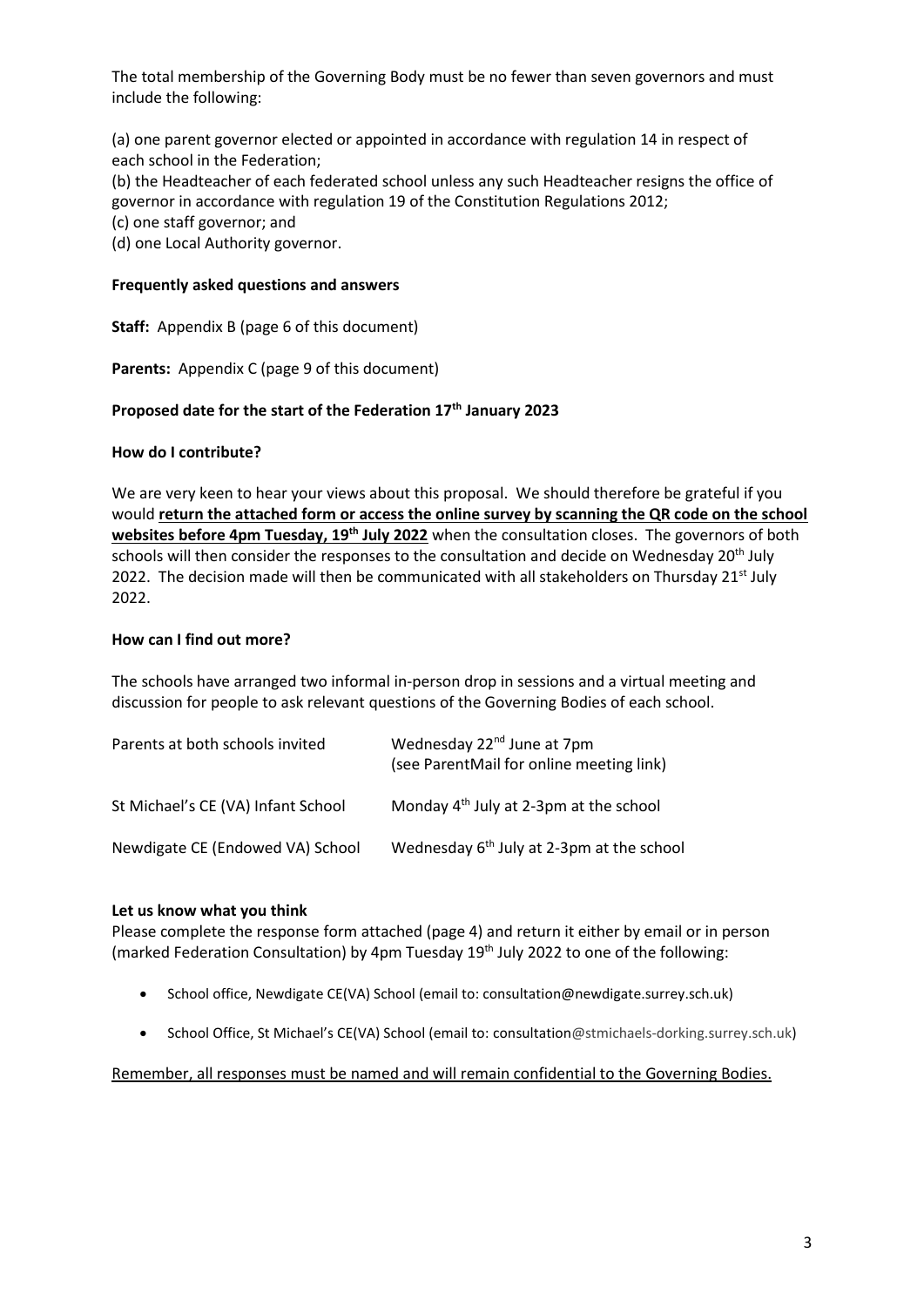The total membership of the Governing Body must be no fewer than seven governors and must include the following:

(a) one parent governor elected or appointed in accordance with regulation 14 in respect of each school in the Federation;
(b) the Headteacher of each federated school unless any such Headteacher resigns the office of governor in accordance with regulation 19 of the Constitution Regulations 2012;
(c) one staff governor; and
(d) one Local Authority governor.

**Frequently asked questions and answers**

**Staff:** Appendix B (page 6 of this document)

**Parents:** Appendix C (page 9 of this document)

**Proposed date for the start of the Federation 17th January 2023**

**How do I contribute?**

We are very keen to hear your views about this proposal. We should therefore be grateful if you would **return the attached form or access the online survey by scanning the QR code on the school websites before 4pm Tuesday, 19th July 2022** when the consultation closes. The governors of both schools will then consider the responses to the consultation and decide on Wednesday 20th July 2022. The decision made will then be communicated with all stakeholders on Thursday 21st July 2022.

**How can I find out more?**

The schools have arranged two informal in-person drop in sessions and a virtual meeting and discussion for people to ask relevant questions of the Governing Bodies of each school.

| | |
|---|---|
| Parents at both schools invited | Wednesday 22nd June at 7pm (see ParentMail for online meeting link) |
| St Michael's CE (VA) Infant School | Monday 4th July at 2-3pm at the school |
| Newdigate CE (Endowed VA) School | Wednesday 6th July at 2-3pm at the school |

**Let us know what you think**

Please complete the response form attached (page 4) and return it either by email or in person (marked Federation Consultation) by 4pm Tuesday 19th July 2022 to one of the following:

- School office, Newdigate CE(VA) School (email to: consultation@newdigate.surrey.sch.uk)
- School Office, St Michael's CE(VA) School (email to: consultation@stmichaels-dorking.surrey.sch.uk)

Remember, all responses must be named and will remain confidential to the Governing Bodies.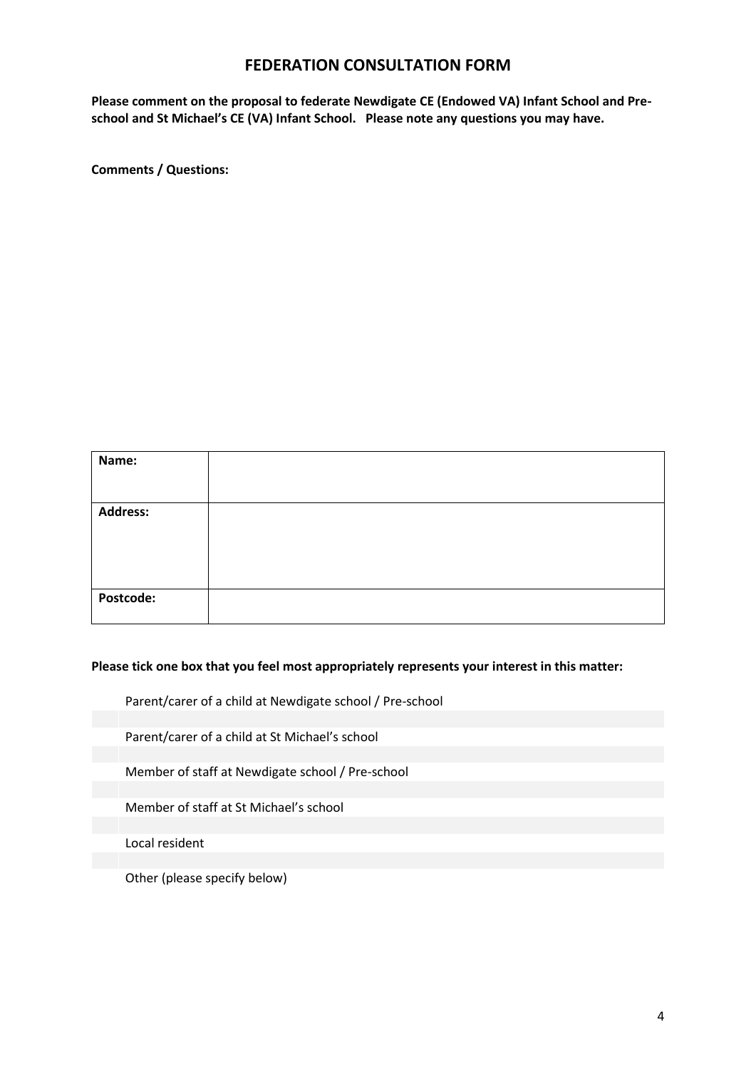## FEDERATION CONSULTATION FORM

**Please comment on the proposal to federate Newdigate CE (Endowed VA) Infant School and Pre-school and St Michael's CE (VA) Infant School. Please note any questions you may have.**

**Comments / Questions:**

| **Name:** | |
|---|---|
| **Address:** | |
| **Postcode:** | |

**Please tick one box that you feel most appropriately represents your interest in this matter:**

- [ ] Parent/carer of a child at Newdigate school / Pre-school
- [ ] Parent/carer of a child at St Michael's school
- [ ] Member of staff at Newdigate school / Pre-school
- [ ] Member of staff at St Michael's school
- [ ] Local resident
- [ ] Other (please specify below)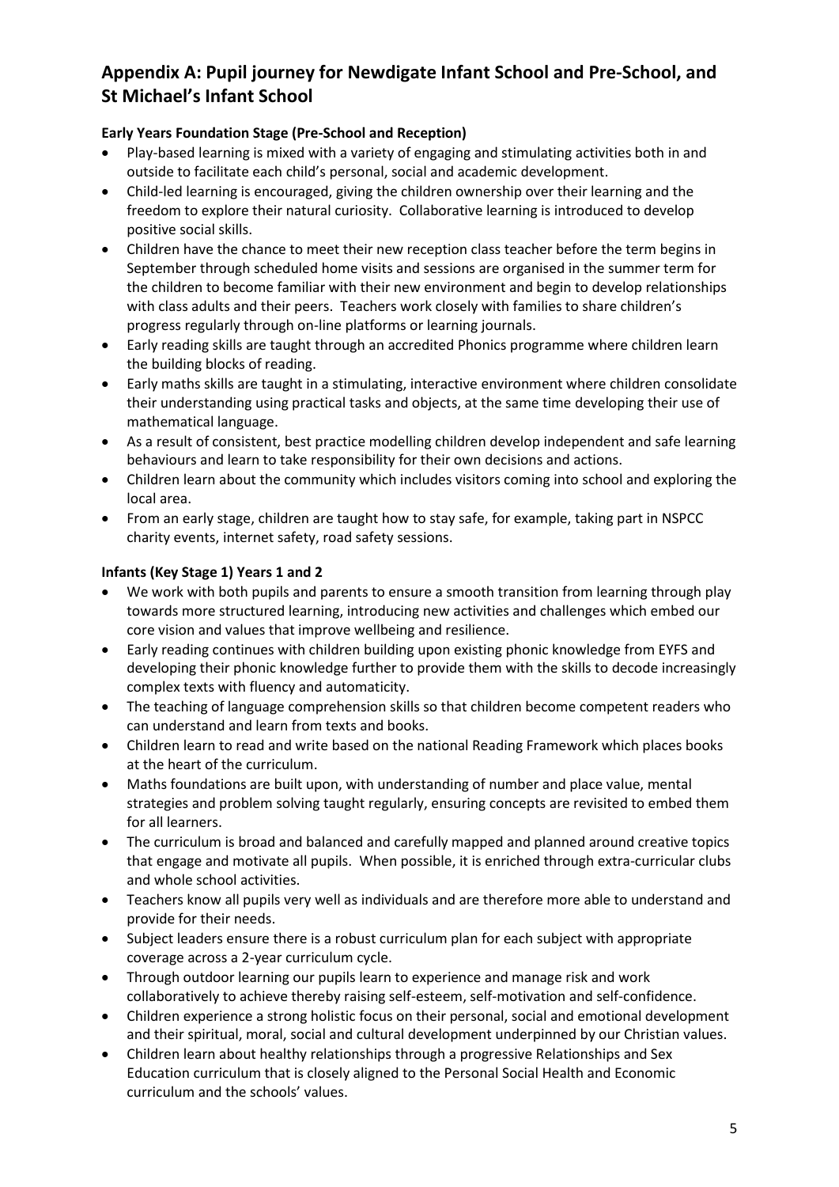## Appendix A: Pupil journey for Newdigate Infant School and Pre-School, and St Michael's Infant School

**Early Years Foundation Stage (Pre-School and Reception)**

- Play-based learning is mixed with a variety of engaging and stimulating activities both in and outside to facilitate each child's personal, social and academic development.
- Child-led learning is encouraged, giving the children ownership over their learning and the freedom to explore their natural curiosity. Collaborative learning is introduced to develop positive social skills.
- Children have the chance to meet their new reception class teacher before the term begins in September through scheduled home visits and sessions are organised in the summer term for the children to become familiar with their new environment and begin to develop relationships with class adults and their peers. Teachers work closely with families to share children's progress regularly through on-line platforms or learning journals.
- Early reading skills are taught through an accredited Phonics programme where children learn the building blocks of reading.
- Early maths skills are taught in a stimulating, interactive environment where children consolidate their understanding using practical tasks and objects, at the same time developing their use of mathematical language.
- As a result of consistent, best practice modelling children develop independent and safe learning behaviours and learn to take responsibility for their own decisions and actions.
- Children learn about the community which includes visitors coming into school and exploring the local area.
- From an early stage, children are taught how to stay safe, for example, taking part in NSPCC charity events, internet safety, road safety sessions.

**Infants (Key Stage 1) Years 1 and 2**

- We work with both pupils and parents to ensure a smooth transition from learning through play towards more structured learning, introducing new activities and challenges which embed our core vision and values that improve wellbeing and resilience.
- Early reading continues with children building upon existing phonic knowledge from EYFS and developing their phonic knowledge further to provide them with the skills to decode increasingly complex texts with fluency and automaticity.
- The teaching of language comprehension skills so that children become competent readers who can understand and learn from texts and books.
- Children learn to read and write based on the national Reading Framework which places books at the heart of the curriculum.
- Maths foundations are built upon, with understanding of number and place value, mental strategies and problem solving taught regularly, ensuring concepts are revisited to embed them for all learners.
- The curriculum is broad and balanced and carefully mapped and planned around creative topics that engage and motivate all pupils. When possible, it is enriched through extra-curricular clubs and whole school activities.
- Teachers know all pupils very well as individuals and are therefore more able to understand and provide for their needs.
- Subject leaders ensure there is a robust curriculum plan for each subject with appropriate coverage across a 2-year curriculum cycle.
- Through outdoor learning our pupils learn to experience and manage risk and work collaboratively to achieve thereby raising self-esteem, self-motivation and self-confidence.
- Children experience a strong holistic focus on their personal, social and emotional development and their spiritual, moral, social and cultural development underpinned by our Christian values.
- Children learn about healthy relationships through a progressive Relationships and Sex Education curriculum that is closely aligned to the Personal Social Health and Economic curriculum and the schools' values.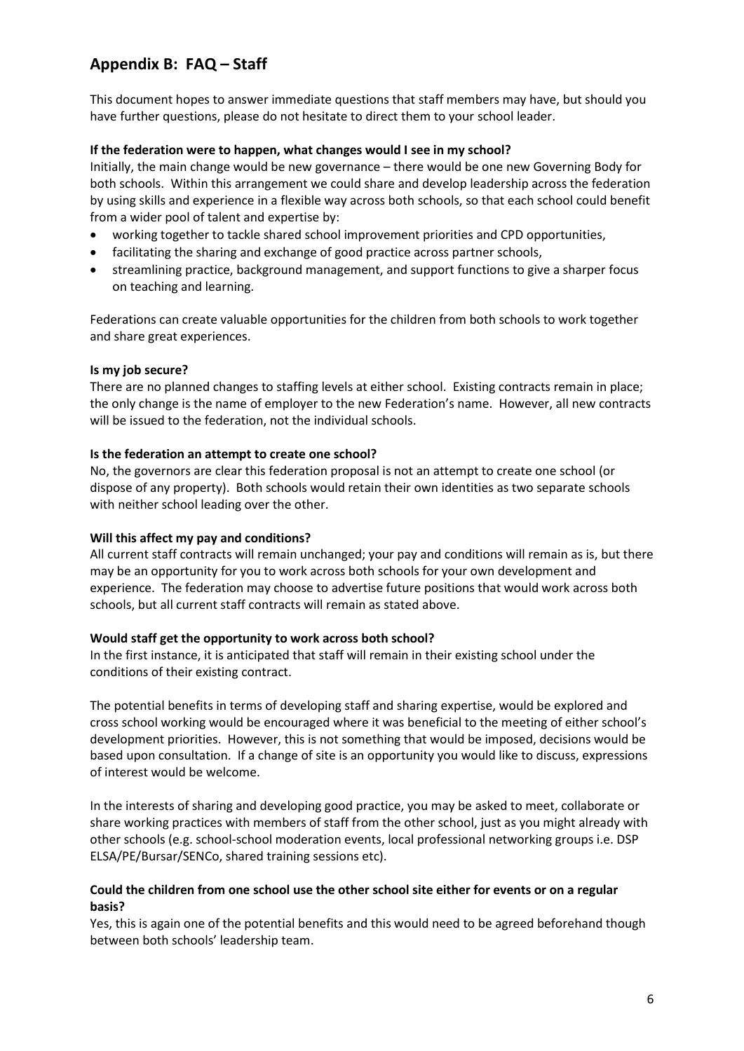## Appendix B: FAQ – Staff

This document hopes to answer immediate questions that staff members may have, but should you have further questions, please do not hesitate to direct them to your school leader.

**If the federation were to happen, what changes would I see in my school?**

Initially, the main change would be new governance – there would be one new Governing Body for both schools. Within this arrangement we could share and develop leadership across the federation by using skills and experience in a flexible way across both schools, so that each school could benefit from a wider pool of talent and expertise by:

- working together to tackle shared school improvement priorities and CPD opportunities,
- facilitating the sharing and exchange of good practice across partner schools,
- streamlining practice, background management, and support functions to give a sharper focus on teaching and learning.

Federations can create valuable opportunities for the children from both schools to work together and share great experiences.

**Is my job secure?**

There are no planned changes to staffing levels at either school. Existing contracts remain in place; the only change is the name of employer to the new Federation's name. However, all new contracts will be issued to the federation, not the individual schools.

**Is the federation an attempt to create one school?**

No, the governors are clear this federation proposal is not an attempt to create one school (or dispose of any property). Both schools would retain their own identities as two separate schools with neither school leading over the other.

**Will this affect my pay and conditions?**

All current staff contracts will remain unchanged; your pay and conditions will remain as is, but there may be an opportunity for you to work across both schools for your own development and experience. The federation may choose to advertise future positions that would work across both schools, but all current staff contracts will remain as stated above.

**Would staff get the opportunity to work across both school?**

In the first instance, it is anticipated that staff will remain in their existing school under the conditions of their existing contract.

The potential benefits in terms of developing staff and sharing expertise, would be explored and cross school working would be encouraged where it was beneficial to the meeting of either school's development priorities. However, this is not something that would be imposed, decisions would be based upon consultation. If a change of site is an opportunity you would like to discuss, expressions of interest would be welcome.

In the interests of sharing and developing good practice, you may be asked to meet, collaborate or share working practices with members of staff from the other school, just as you might already with other schools (e.g. school-school moderation events, local professional networking groups i.e. DSP ELSA/PE/Bursar/SENCo, shared training sessions etc).

**Could the children from one school use the other school site either for events or on a regular basis?**

Yes, this is again one of the potential benefits and this would need to be agreed beforehand though between both schools' leadership team.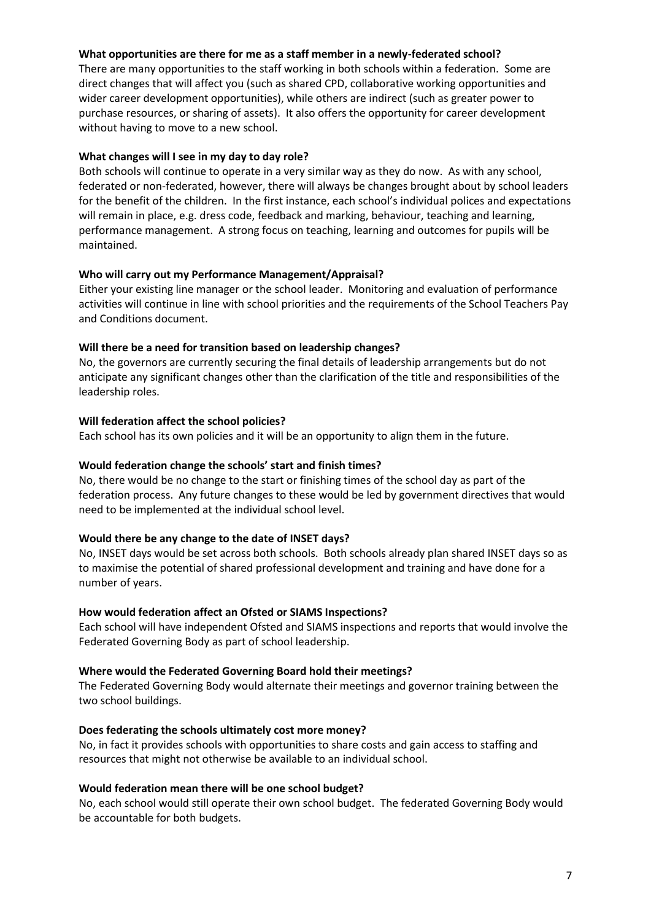**What opportunities are there for me as a staff member in a newly-federated school?**
There are many opportunities to the staff working in both schools within a federation. Some are direct changes that will affect you (such as shared CPD, collaborative working opportunities and wider career development opportunities), while others are indirect (such as greater power to purchase resources, or sharing of assets). It also offers the opportunity for career development without having to move to a new school.

**What changes will I see in my day to day role?**
Both schools will continue to operate in a very similar way as they do now. As with any school, federated or non-federated, however, there will always be changes brought about by school leaders for the benefit of the children. In the first instance, each school's individual polices and expectations will remain in place, e.g. dress code, feedback and marking, behaviour, teaching and learning, performance management. A strong focus on teaching, learning and outcomes for pupils will be maintained.

**Who will carry out my Performance Management/Appraisal?**
Either your existing line manager or the school leader. Monitoring and evaluation of performance activities will continue in line with school priorities and the requirements of the School Teachers Pay and Conditions document.

**Will there be a need for transition based on leadership changes?**
No, the governors are currently securing the final details of leadership arrangements but do not anticipate any significant changes other than the clarification of the title and responsibilities of the leadership roles.

**Will federation affect the school policies?**
Each school has its own policies and it will be an opportunity to align them in the future.

**Would federation change the schools' start and finish times?**
No, there would be no change to the start or finishing times of the school day as part of the federation process. Any future changes to these would be led by government directives that would need to be implemented at the individual school level.

**Would there be any change to the date of INSET days?**
No, INSET days would be set across both schools. Both schools already plan shared INSET days so as to maximise the potential of shared professional development and training and have done for a number of years.

**How would federation affect an Ofsted or SIAMS Inspections?**
Each school will have independent Ofsted and SIAMS inspections and reports that would involve the Federated Governing Body as part of school leadership.

**Where would the Federated Governing Board hold their meetings?**
The Federated Governing Body would alternate their meetings and governor training between the two school buildings.

**Does federating the schools ultimately cost more money?**
No, in fact it provides schools with opportunities to share costs and gain access to staffing and resources that might not otherwise be available to an individual school.

**Would federation mean there will be one school budget?**
No, each school would still operate their own school budget. The federated Governing Body would be accountable for both budgets.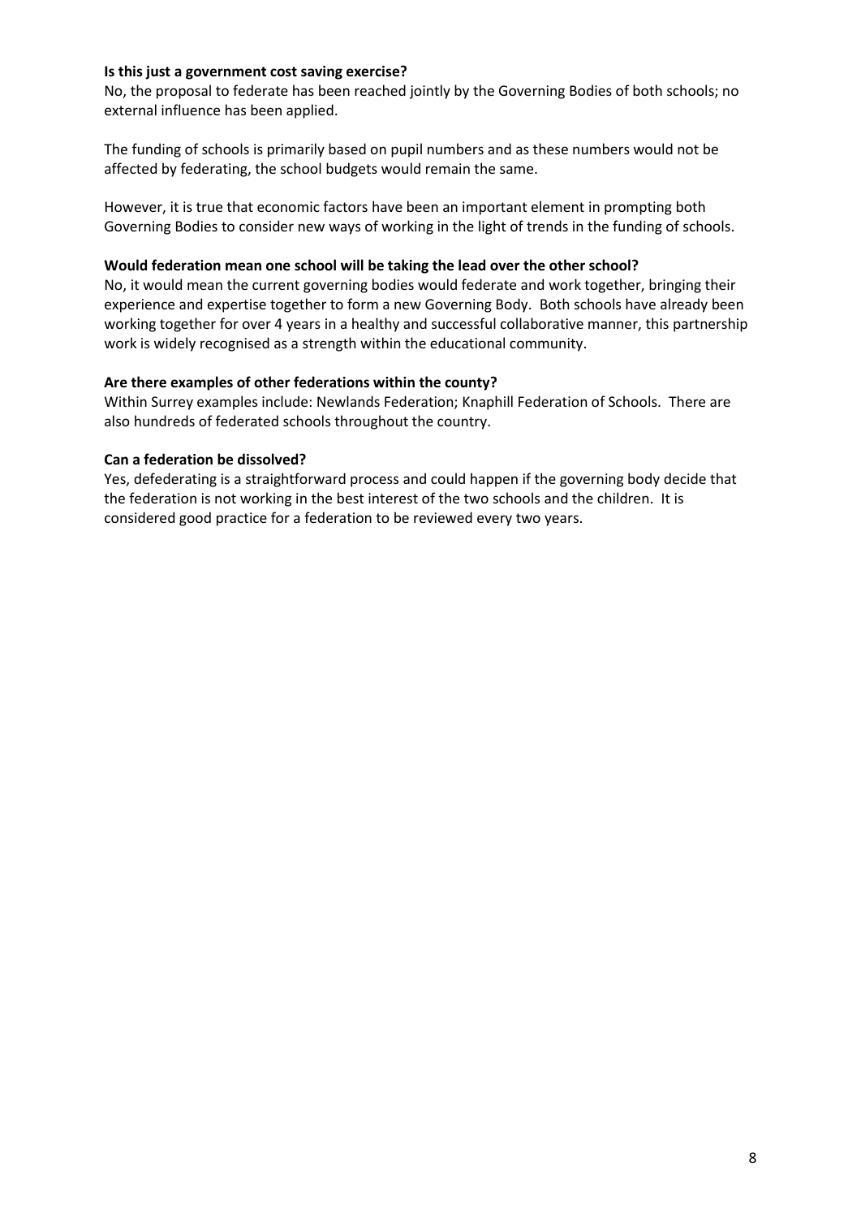**Is this just a government cost saving exercise?**

No, the proposal to federate has been reached jointly by the Governing Bodies of both schools; no external influence has been applied.

The funding of schools is primarily based on pupil numbers and as these numbers would not be affected by federating, the school budgets would remain the same.

However, it is true that economic factors have been an important element in prompting both Governing Bodies to consider new ways of working in the light of trends in the funding of schools.

**Would federation mean one school will be taking the lead over the other school?**

No, it would mean the current governing bodies would federate and work together, bringing their experience and expertise together to form a new Governing Body. Both schools have already been working together for over 4 years in a healthy and successful collaborative manner, this partnership work is widely recognised as a strength within the educational community.

**Are there examples of other federations within the county?**

Within Surrey examples include: Newlands Federation; Knaphill Federation of Schools. There are also hundreds of federated schools throughout the country.

**Can a federation be dissolved?**

Yes, defederating is a straightforward process and could happen if the governing body decide that the federation is not working in the best interest of the two schools and the children. It is considered good practice for a federation to be reviewed every two years.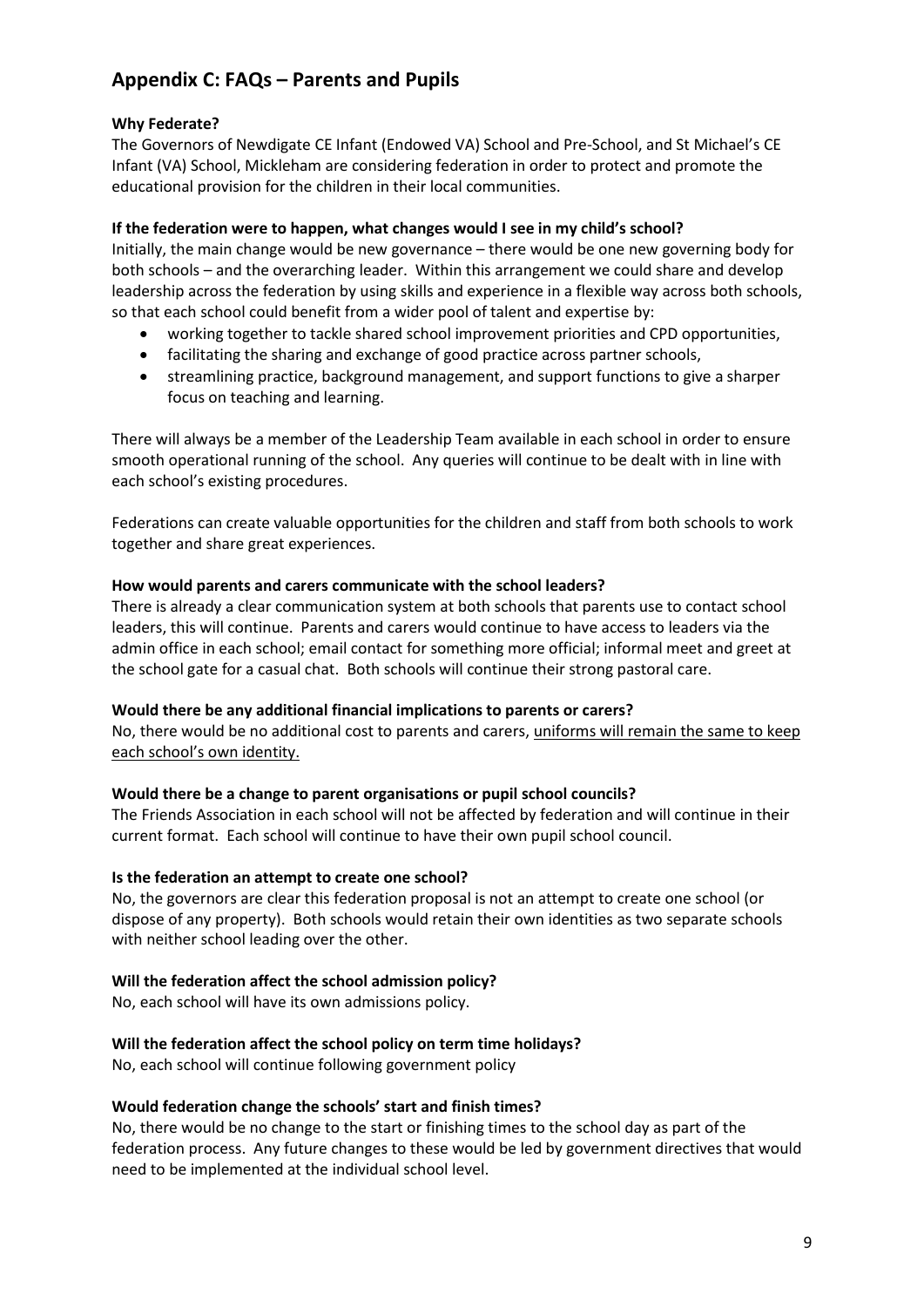## Appendix C: FAQs – Parents and Pupils

**Why Federate?**

The Governors of Newdigate CE Infant (Endowed VA) School and Pre-School, and St Michael's CE Infant (VA) School, Mickleham are considering federation in order to protect and promote the educational provision for the children in their local communities.

**If the federation were to happen, what changes would I see in my child's school?**

Initially, the main change would be new governance – there would be one new governing body for both schools – and the overarching leader. Within this arrangement we could share and develop leadership across the federation by using skills and experience in a flexible way across both schools, so that each school could benefit from a wider pool of talent and expertise by:

- working together to tackle shared school improvement priorities and CPD opportunities,
- facilitating the sharing and exchange of good practice across partner schools,
- streamlining practice, background management, and support functions to give a sharper focus on teaching and learning.

There will always be a member of the Leadership Team available in each school in order to ensure smooth operational running of the school. Any queries will continue to be dealt with in line with each school's existing procedures.

Federations can create valuable opportunities for the children and staff from both schools to work together and share great experiences.

**How would parents and carers communicate with the school leaders?**

There is already a clear communication system at both schools that parents use to contact school leaders, this will continue. Parents and carers would continue to have access to leaders via the admin office in each school; email contact for something more official; informal meet and greet at the school gate for a casual chat. Both schools will continue their strong pastoral care.

**Would there be any additional financial implications to parents or carers?**

No, there would be no additional cost to parents and carers, <u>uniforms will remain the same to keep each school's own identity.</u>

**Would there be a change to parent organisations or pupil school councils?**

The Friends Association in each school will not be affected by federation and will continue in their current format. Each school will continue to have their own pupil school council.

**Is the federation an attempt to create one school?**

No, the governors are clear this federation proposal is not an attempt to create one school (or dispose of any property). Both schools would retain their own identities as two separate schools with neither school leading over the other.

**Will the federation affect the school admission policy?**

No, each school will have its own admissions policy.

**Will the federation affect the school policy on term time holidays?**

No, each school will continue following government policy

**Would federation change the schools' start and finish times?**

No, there would be no change to the start or finishing times to the school day as part of the federation process. Any future changes to these would be led by government directives that would need to be implemented at the individual school level.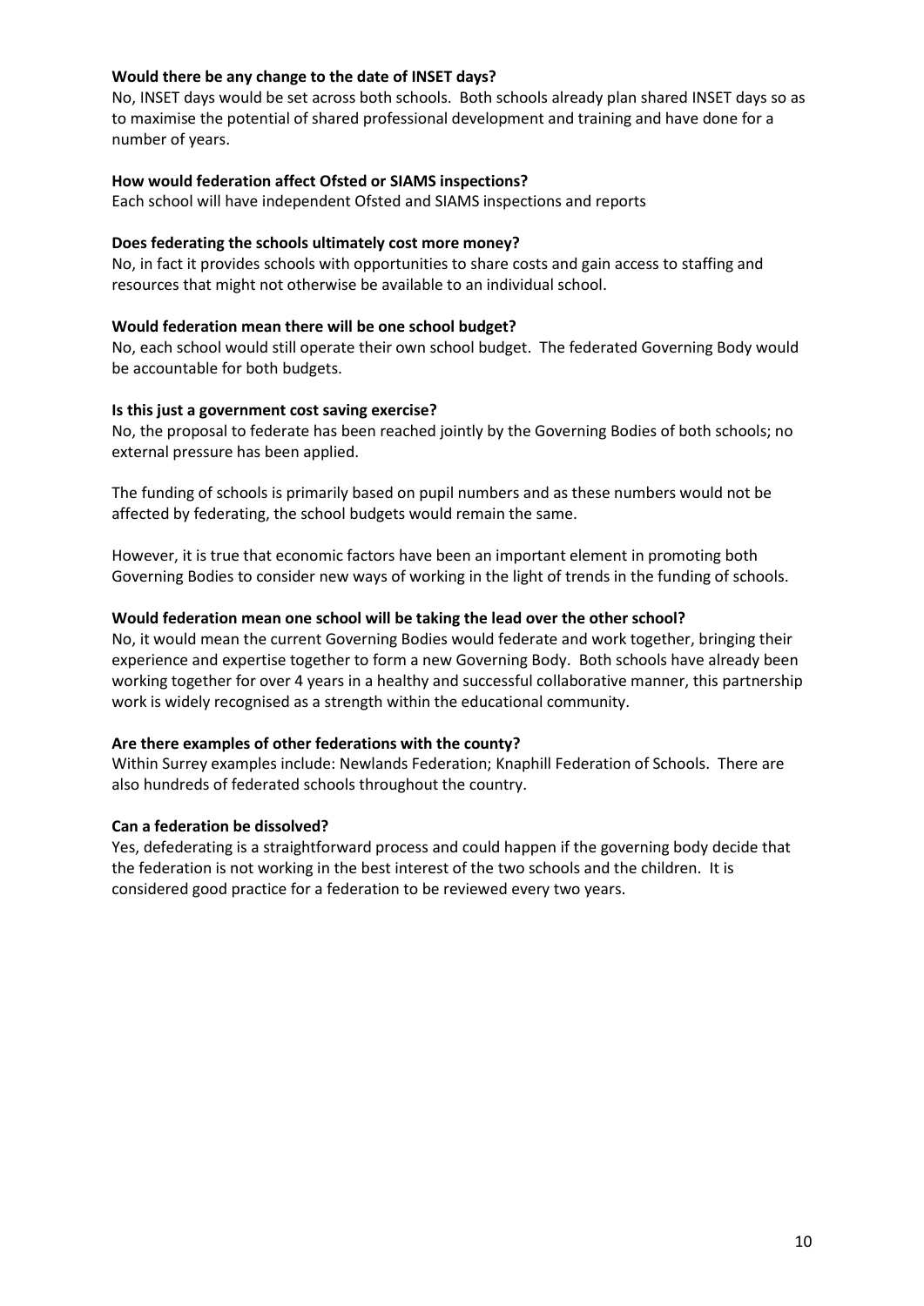**Would there be any change to the date of INSET days?**

No, INSET days would be set across both schools. Both schools already plan shared INSET days so as to maximise the potential of shared professional development and training and have done for a number of years.

**How would federation affect Ofsted or SIAMS inspections?**

Each school will have independent Ofsted and SIAMS inspections and reports

**Does federating the schools ultimately cost more money?**

No, in fact it provides schools with opportunities to share costs and gain access to staffing and resources that might not otherwise be available to an individual school.

**Would federation mean there will be one school budget?**

No, each school would still operate their own school budget. The federated Governing Body would be accountable for both budgets.

**Is this just a government cost saving exercise?**

No, the proposal to federate has been reached jointly by the Governing Bodies of both schools; no external pressure has been applied.

The funding of schools is primarily based on pupil numbers and as these numbers would not be affected by federating, the school budgets would remain the same.

However, it is true that economic factors have been an important element in promoting both Governing Bodies to consider new ways of working in the light of trends in the funding of schools.

**Would federation mean one school will be taking the lead over the other school?**

No, it would mean the current Governing Bodies would federate and work together, bringing their experience and expertise together to form a new Governing Body. Both schools have already been working together for over 4 years in a healthy and successful collaborative manner, this partnership work is widely recognised as a strength within the educational community.

**Are there examples of other federations with the county?**

Within Surrey examples include: Newlands Federation; Knaphill Federation of Schools. There are also hundreds of federated schools throughout the country.

**Can a federation be dissolved?**

Yes, defederating is a straightforward process and could happen if the governing body decide that the federation is not working in the best interest of the two schools and the children. It is considered good practice for a federation to be reviewed every two years.